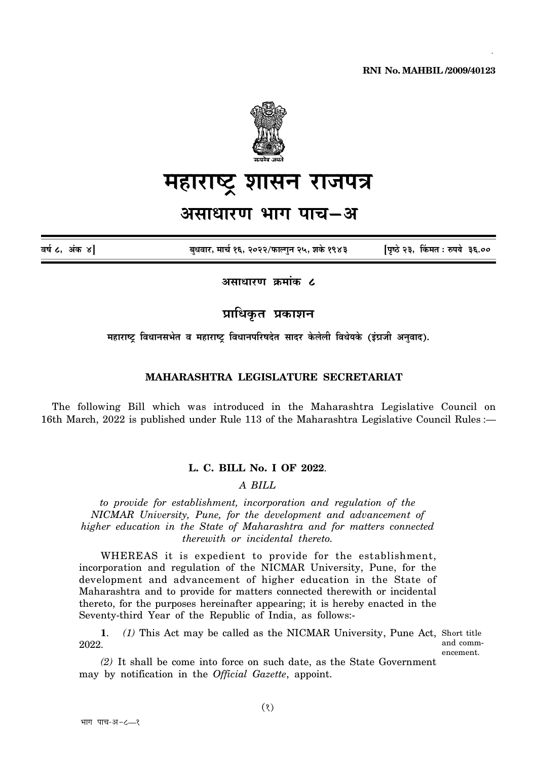RNI No. MAHBIL /2009/40123

सत्यमेव जयते

# महाराष्ट्र शासन राजपत्र

## असाधारण भाग पाच—अ

| वर्ष ८, अंक ४] | बुधवार, मार्च १६, २०२२/फाल्गुन २५, शके १९४३ | [पृष्ठे २३, किंमत : रुपये ३६.०० |
|---|---|---|

**असाधारण क्रमांक ८**

## प्राधिकृत प्रकाशन

**महाराष्ट्र विधानसभेत व महाराष्ट्र विधानपरिषदेत सादर केलेली विधेयके (इंग्रजी अनुवाद).**

### MAHARASHTRA LEGISLATURE SECRETARIAT

The following Bill which was introduced in the Maharashtra Legislative Council on 16th March, 2022 is published under Rule 113 of the Maharashtra Legislative Council Rules :—

### L. C. BILL No. I OF 2022.

*A BILL*

*to provide for establishment, incorporation and regulation of the NICMAR University, Pune, for the development and advancement of higher education in the State of Maharashtra and for matters connected therewith or incidental thereto.*

WHEREAS it is expedient to provide for the establishment, incorporation and regulation of the NICMAR University, Pune, for the development and advancement of higher education in the State of Maharashtra and to provide for matters connected therewith or incidental thereto, for the purposes hereinafter appearing; it is hereby enacted in the Seventy-third Year of the Republic of India, as follows:-

Short title and commencement.

**1**. *(1)* This Act may be called as the NICMAR University, Pune Act, 2022.

*(2)* It shall be come into force on such date, as the State Government may by notification in the *Official Gazette*, appoint.

भाग पाच-अ-८—१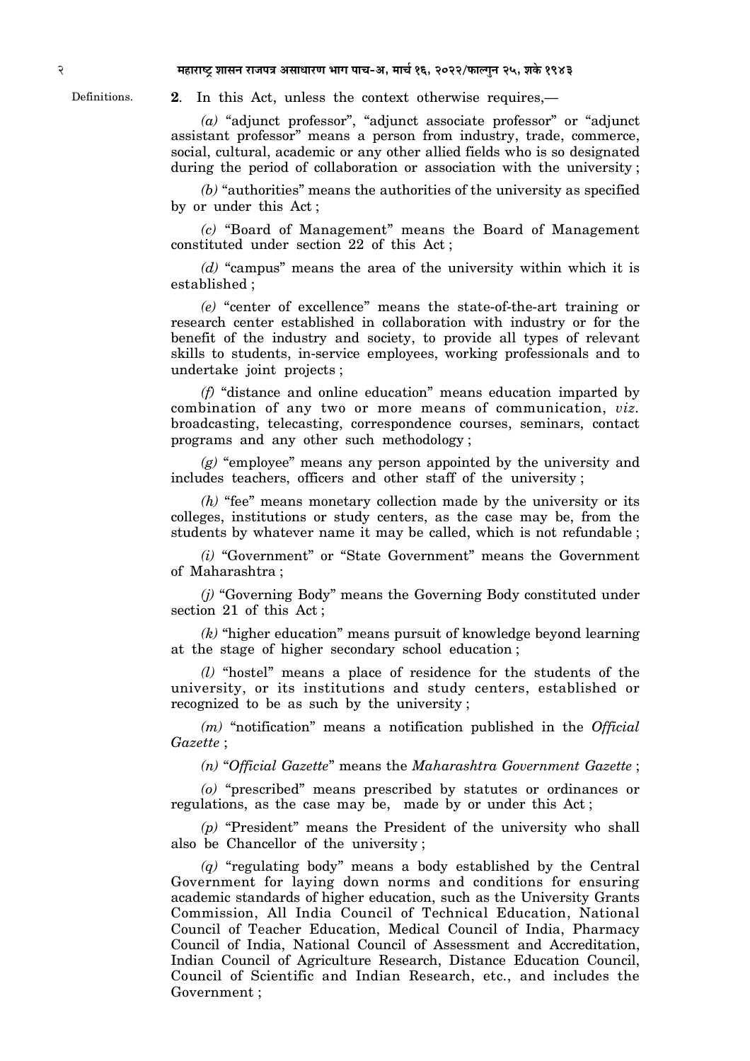Definitions.

**2**. In this Act, unless the context otherwise requires,—

*(a)* "adjunct professor", "adjunct associate professor" or "adjunct assistant professor" means a person from industry, trade, commerce, social, cultural, academic or any other allied fields who is so designated during the period of collaboration or association with the university ;

*(b)* "authorities" means the authorities of the university as specified by or under this Act ;

*(c)* "Board of Management" means the Board of Management constituted under section 22 of this Act ;

*(d)* "campus" means the area of the university within which it is established ;

*(e)* "center of excellence" means the state-of-the-art training or research center established in collaboration with industry or for the benefit of the industry and society, to provide all types of relevant skills to students, in-service employees, working professionals and to undertake joint projects ;

*(f)* "distance and online education" means education imparted by combination of any two or more means of communication, *viz.* broadcasting, telecasting, correspondence courses, seminars, contact programs and any other such methodology ;

*(g)* "employee" means any person appointed by the university and includes teachers, officers and other staff of the university ;

*(h)* "fee" means monetary collection made by the university or its colleges, institutions or study centers, as the case may be, from the students by whatever name it may be called, which is not refundable ;

*(i)* "Government" or "State Government" means the Government of Maharashtra ;

*(j)* "Governing Body" means the Governing Body constituted under section 21 of this Act ;

*(k)* "higher education" means pursuit of knowledge beyond learning at the stage of higher secondary school education ;

*(l)* "hostel" means a place of residence for the students of the university, or its institutions and study centers, established or recognized to be as such by the university ;

*(m)* "notification" means a notification published in the *Official Gazette* ;

*(n)* "*Official Gazette*" means the *Maharashtra Government Gazette* ;

*(o)* "prescribed" means prescribed by statutes or ordinances or regulations, as the case may be, made by or under this Act ;

*(p)* "President" means the President of the university who shall also be Chancellor of the university ;

*(q)* "regulating body" means a body established by the Central Government for laying down norms and conditions for ensuring academic standards of higher education, such as the University Grants Commission, All India Council of Technical Education, National Council of Teacher Education, Medical Council of India, Pharmacy Council of India, National Council of Assessment and Accreditation, Indian Council of Agriculture Research, Distance Education Council, Council of Scientific and Indian Research, etc., and includes the Government ;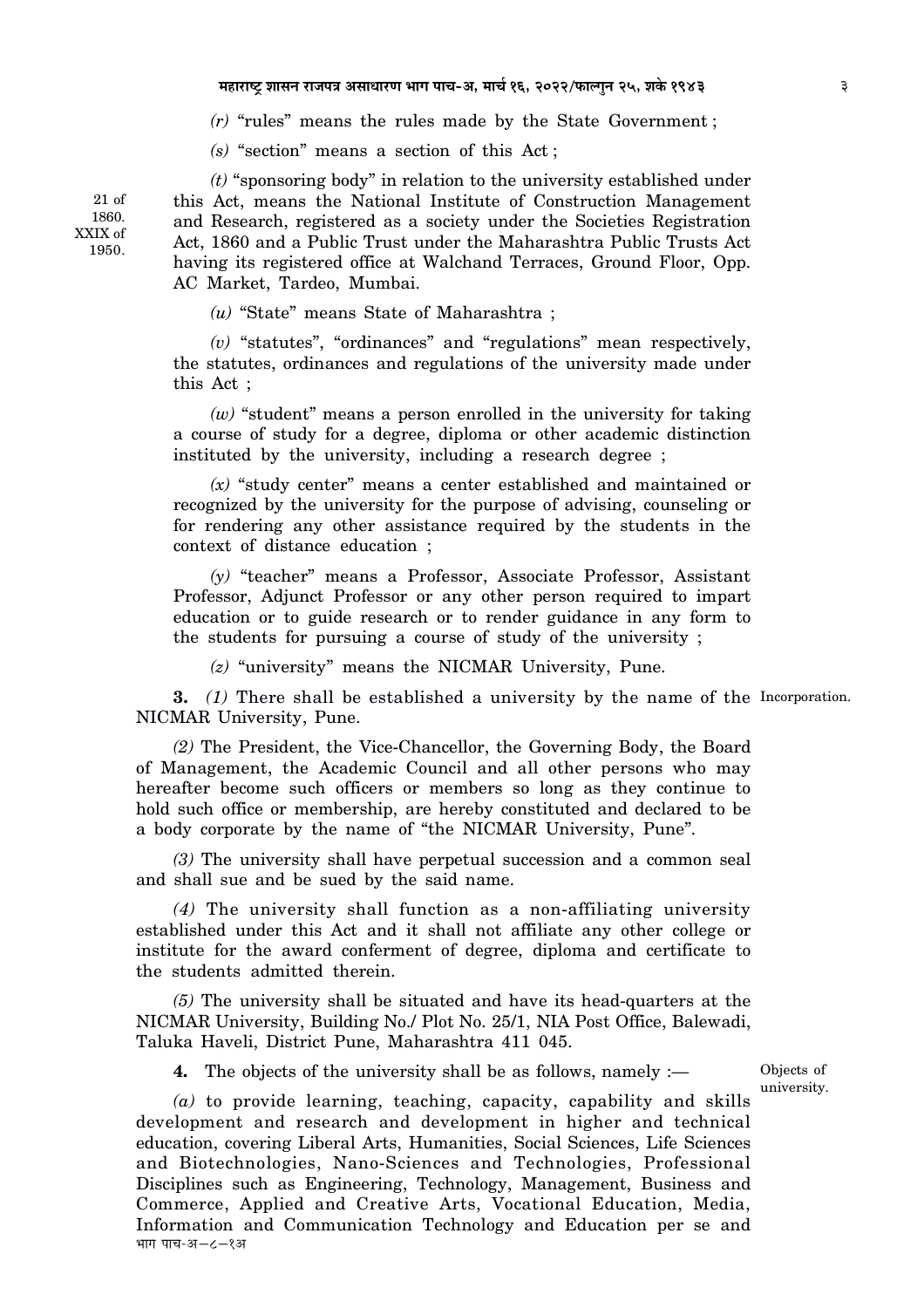*(r)* "rules" means the rules made by the State Government ;

*(s)* "section" means a section of this Act ;

*(t)* "sponsoring body" in relation to the university established under this Act, means the National Institute of Construction Management and Research, registered as a society under the Societies Registration Act, 1860 and a Public Trust under the Maharashtra Public Trusts Act having its registered office at Walchand Terraces, Ground Floor, Opp. AC Market, Tardeo, Mumbai.

21 of 1860. XXIX of 1950.

*(u)* "State" means State of Maharashtra ;

*(v)* "statutes", "ordinances" and "regulations" mean respectively, the statutes, ordinances and regulations of the university made under this Act ;

*(w)* "student" means a person enrolled in the university for taking a course of study for a degree, diploma or other academic distinction instituted by the university, including a research degree ;

*(x)* "study center" means a center established and maintained or recognized by the university for the purpose of advising, counseling or for rendering any other assistance required by the students in the context of distance education ;

*(y)* "teacher" means a Professor, Associate Professor, Assistant Professor, Adjunct Professor or any other person required to impart education or to guide research or to render guidance in any form to the students for pursuing a course of study of the university ;

*(z)* "university" means the NICMAR University, Pune.

Incorporation.

**3.** *(1)* There shall be established a university by the name of the NICMAR University, Pune.

*(2)* The President, the Vice-Chancellor, the Governing Body, the Board of Management, the Academic Council and all other persons who may hereafter become such officers or members so long as they continue to hold such office or membership, are hereby constituted and declared to be a body corporate by the name of "the NICMAR University, Pune".

*(3)* The university shall have perpetual succession and a common seal and shall sue and be sued by the said name.

*(4)* The university shall function as a non-affiliating university established under this Act and it shall not affiliate any other college or institute for the award conferment of degree, diploma and certificate to the students admitted therein.

*(5)* The university shall be situated and have its head-quarters at the NICMAR University, Building No./ Plot No. 25/1, NIA Post Office, Balewadi, Taluka Haveli, District Pune, Maharashtra 411 045.

Objects of university.

**4.** The objects of the university shall be as follows, namely :—

*(a)* to provide learning, teaching, capacity, capability and skills development and research and development in higher and technical education, covering Liberal Arts, Humanities, Social Sciences, Life Sciences and Biotechnologies, Nano-Sciences and Technologies, Professional Disciplines such as Engineering, Technology, Management, Business and Commerce, Applied and Creative Arts, Vocational Education, Media, Information and Communication Technology and Education per se and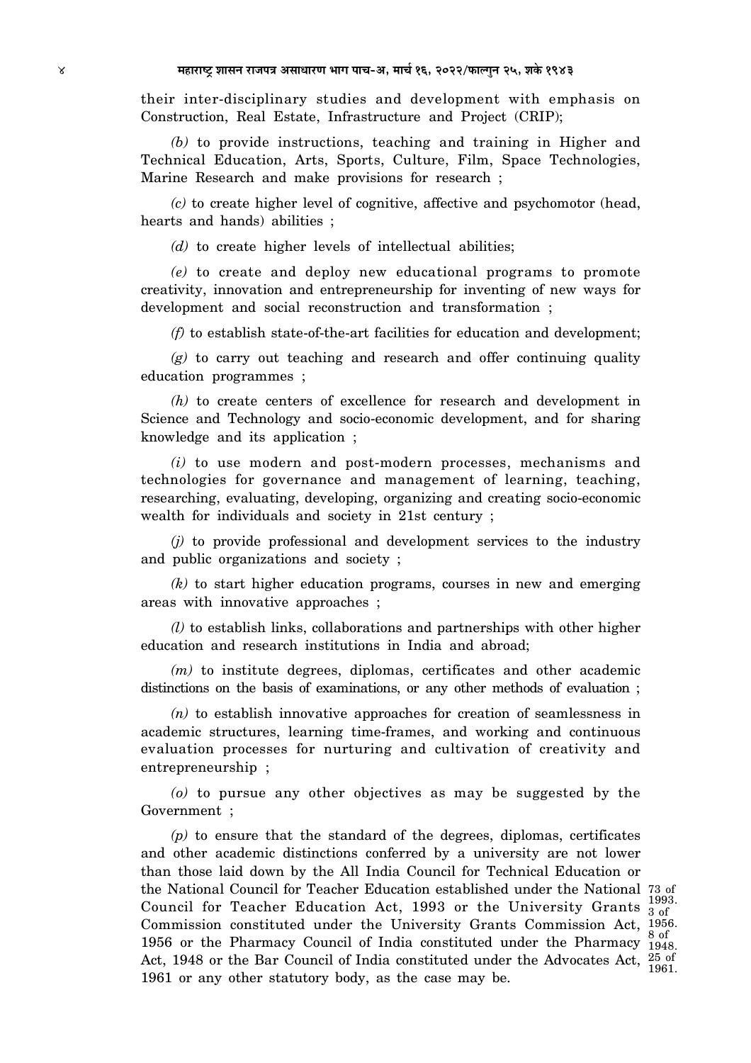their inter-disciplinary studies and development with emphasis on Construction, Real Estate, Infrastructure and Project (CRIP);

*(b)* to provide instructions, teaching and training in Higher and Technical Education, Arts, Sports, Culture, Film, Space Technologies, Marine Research and make provisions for research ;

*(c)* to create higher level of cognitive, affective and psychomotor (head, hearts and hands) abilities ;

*(d)* to create higher levels of intellectual abilities;

*(e)* to create and deploy new educational programs to promote creativity, innovation and entrepreneurship for inventing of new ways for development and social reconstruction and transformation ;

*(f)* to establish state-of-the-art facilities for education and development;

*(g)* to carry out teaching and research and offer continuing quality education programmes ;

*(h)* to create centers of excellence for research and development in Science and Technology and socio-economic development, and for sharing knowledge and its application ;

*(i)* to use modern and post-modern processes, mechanisms and technologies for governance and management of learning, teaching, researching, evaluating, developing, organizing and creating socio-economic wealth for individuals and society in 21st century ;

*(j)* to provide professional and development services to the industry and public organizations and society ;

*(k)* to start higher education programs, courses in new and emerging areas with innovative approaches ;

*(l)* to establish links, collaborations and partnerships with other higher education and research institutions in India and abroad;

*(m)* to institute degrees, diplomas, certificates and other academic distinctions on the basis of examinations, or any other methods of evaluation ;

*(n)* to establish innovative approaches for creation of seamlessness in academic structures, learning time-frames, and working and continuous evaluation processes for nurturing and cultivation of creativity and entrepreneurship ;

*(o)* to pursue any other objectives as may be suggested by the Government ;

*(p)* to ensure that the standard of the degrees, diplomas, certificates and other academic distinctions conferred by a university are not lower than those laid down by the All India Council for Technical Education or the National Council for Teacher Education established under the National Council for Teacher Education Act, 1993 or the University Grants Commission constituted under the University Grants Commission Act, 1956 or the Pharmacy Council of India constituted under the Pharmacy Act, 1948 or the Bar Council of India constituted under the Advocates Act, 1961 or any other statutory body, as the case may be.

73 of 1993.
3 of 1956.
8 of 1948.
25 of 1961.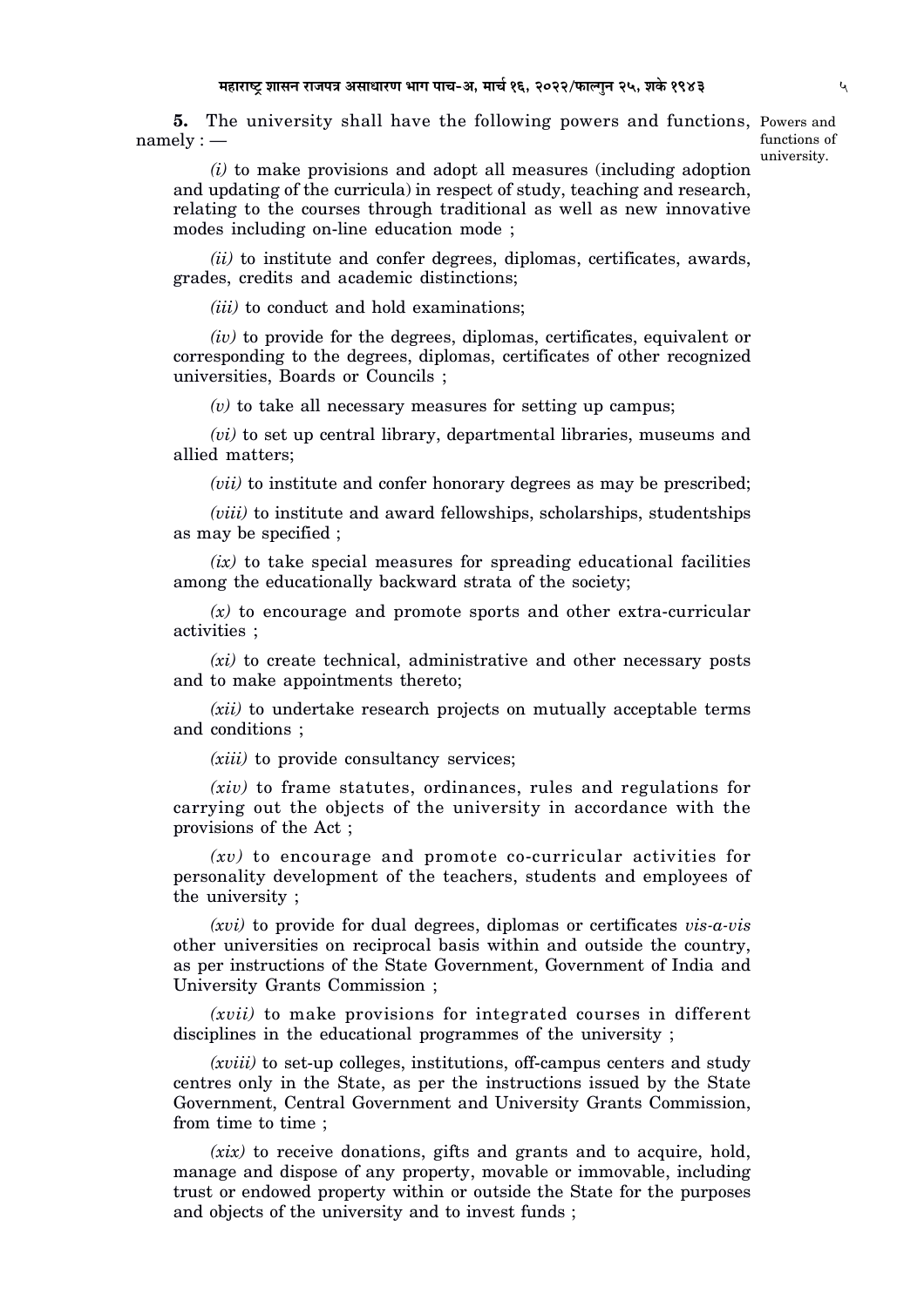**5.** The university shall have the following powers and functions, namely : — Powers and functions of university.

*(i)* to make provisions and adopt all measures (including adoption and updating of the curricula) in respect of study, teaching and research, relating to the courses through traditional as well as new innovative modes including on-line education mode ;

*(ii)* to institute and confer degrees, diplomas, certificates, awards, grades, credits and academic distinctions;

*(iii)* to conduct and hold examinations;

*(iv)* to provide for the degrees, diplomas, certificates, equivalent or corresponding to the degrees, diplomas, certificates of other recognized universities, Boards or Councils ;

*(v)* to take all necessary measures for setting up campus;

*(vi)* to set up central library, departmental libraries, museums and allied matters;

*(vii)* to institute and confer honorary degrees as may be prescribed;

*(viii)* to institute and award fellowships, scholarships, studentships as may be specified ;

*(ix)* to take special measures for spreading educational facilities among the educationally backward strata of the society;

*(x)* to encourage and promote sports and other extra-curricular activities ;

*(xi)* to create technical, administrative and other necessary posts and to make appointments thereto;

*(xii)* to undertake research projects on mutually acceptable terms and conditions ;

*(xiii)* to provide consultancy services;

*(xiv)* to frame statutes, ordinances, rules and regulations for carrying out the objects of the university in accordance with the provisions of the Act ;

*(xv)* to encourage and promote co-curricular activities for personality development of the teachers, students and employees of the university ;

*(xvi)* to provide for dual degrees, diplomas or certificates *vis-a-vis* other universities on reciprocal basis within and outside the country, as per instructions of the State Government, Government of India and University Grants Commission ;

*(xvii)* to make provisions for integrated courses in different disciplines in the educational programmes of the university ;

*(xviii)* to set-up colleges, institutions, off-campus centers and study centres only in the State, as per the instructions issued by the State Government, Central Government and University Grants Commission, from time to time ;

*(xix)* to receive donations, gifts and grants and to acquire, hold, manage and dispose of any property, movable or immovable, including trust or endowed property within or outside the State for the purposes and objects of the university and to invest funds ;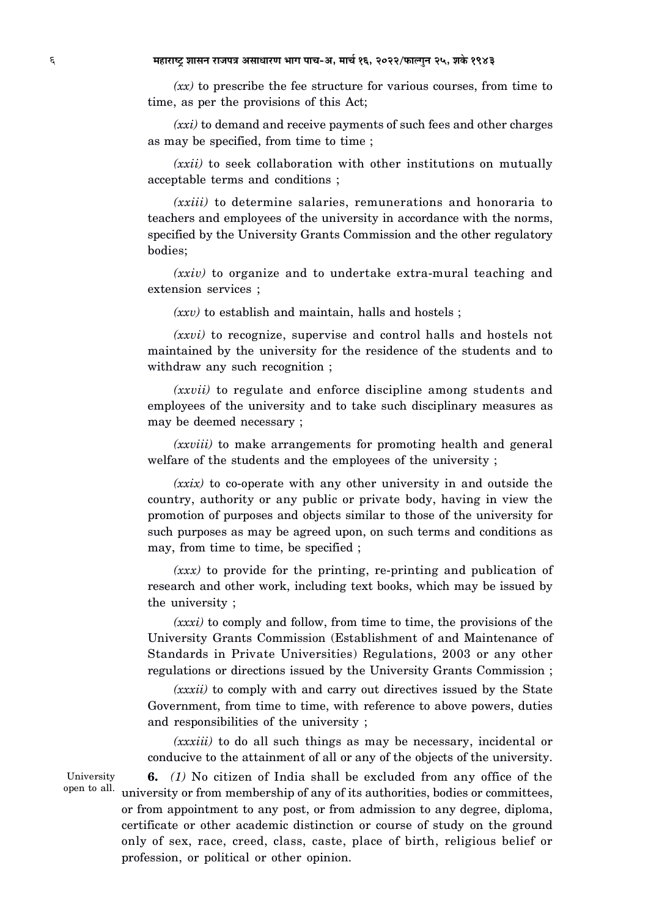*(xx)* to prescribe the fee structure for various courses, from time to time, as per the provisions of this Act;

*(xxi)* to demand and receive payments of such fees and other charges as may be specified, from time to time ;

*(xxii)* to seek collaboration with other institutions on mutually acceptable terms and conditions ;

*(xxiii)* to determine salaries, remunerations and honoraria to teachers and employees of the university in accordance with the norms, specified by the University Grants Commission and the other regulatory bodies;

*(xxiv)* to organize and to undertake extra-mural teaching and extension services ;

*(xxv)* to establish and maintain, halls and hostels ;

*(xxvi)* to recognize, supervise and control halls and hostels not maintained by the university for the residence of the students and to withdraw any such recognition ;

*(xxvii)* to regulate and enforce discipline among students and employees of the university and to take such disciplinary measures as may be deemed necessary ;

*(xxviii)* to make arrangements for promoting health and general welfare of the students and the employees of the university ;

*(xxix)* to co-operate with any other university in and outside the country, authority or any public or private body, having in view the promotion of purposes and objects similar to those of the university for such purposes as may be agreed upon, on such terms and conditions as may, from time to time, be specified ;

*(xxx)* to provide for the printing, re-printing and publication of research and other work, including text books, which may be issued by the university ;

*(xxxi)* to comply and follow, from time to time, the provisions of the University Grants Commission (Establishment of and Maintenance of Standards in Private Universities) Regulations, 2003 or any other regulations or directions issued by the University Grants Commission ;

*(xxxii)* to comply with and carry out directives issued by the State Government, from time to time, with reference to above powers, duties and responsibilities of the university ;

*(xxxiii)* to do all such things as may be necessary, incidental or conducive to the attainment of all or any of the objects of the university.

University open to all.

**6.** *(1)* No citizen of India shall be excluded from any office of the university or from membership of any of its authorities, bodies or committees, or from appointment to any post, or from admission to any degree, diploma, certificate or other academic distinction or course of study on the ground only of sex, race, creed, class, caste, place of birth, religious belief or profession, or political or other opinion.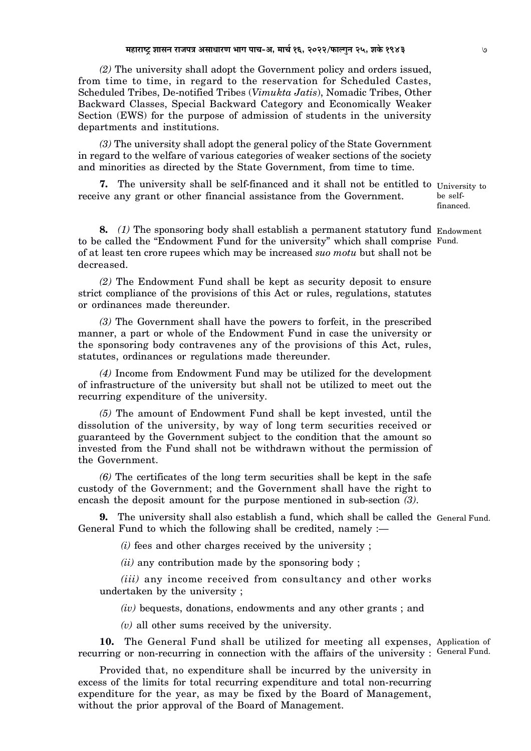*(2)* The university shall adopt the Government policy and orders issued, from time to time, in regard to the reservation for Scheduled Castes, Scheduled Tribes, De-notified Tribes (*Vimukta Jatis*), Nomadic Tribes, Other Backward Classes, Special Backward Category and Economically Weaker Section (EWS) for the purpose of admission of students in the university departments and institutions.

*(3)* The university shall adopt the general policy of the State Government in regard to the welfare of various categories of weaker sections of the society and minorities as directed by the State Government, from time to time.

University to be self-financed.

**7.** The university shall be self-financed and it shall not be entitled to receive any grant or other financial assistance from the Government.

Endowment Fund.

**8.** *(1)* The sponsoring body shall establish a permanent statutory fund to be called the "Endowment Fund for the university" which shall comprise of at least ten crore rupees which may be increased *suo motu* but shall not be decreased.

*(2)* The Endowment Fund shall be kept as security deposit to ensure strict compliance of the provisions of this Act or rules, regulations, statutes or ordinances made thereunder.

*(3)* The Government shall have the powers to forfeit, in the prescribed manner, a part or whole of the Endowment Fund in case the university or the sponsoring body contravenes any of the provisions of this Act, rules, statutes, ordinances or regulations made thereunder.

*(4)* Income from Endowment Fund may be utilized for the development of infrastructure of the university but shall not be utilized to meet out the recurring expenditure of the university.

*(5)* The amount of Endowment Fund shall be kept invested, until the dissolution of the university, by way of long term securities received or guaranteed by the Government subject to the condition that the amount so invested from the Fund shall not be withdrawn without the permission of the Government.

*(6)* The certificates of the long term securities shall be kept in the safe custody of the Government; and the Government shall have the right to encash the deposit amount for the purpose mentioned in sub-section *(3)*.

General Fund.

**9.** The university shall also establish a fund, which shall be called the General Fund to which the following shall be credited, namely :—

*(i)* fees and other charges received by the university ;

*(ii)* any contribution made by the sponsoring body ;

*(iii)* any income received from consultancy and other works undertaken by the university ;

*(iv)* bequests, donations, endowments and any other grants ; and

*(v)* all other sums received by the university.

Application of General Fund.

**10.** The General Fund shall be utilized for meeting all expenses, recurring or non-recurring in connection with the affairs of the university :

Provided that, no expenditure shall be incurred by the university in excess of the limits for total recurring expenditure and total non-recurring expenditure for the year, as may be fixed by the Board of Management, without the prior approval of the Board of Management.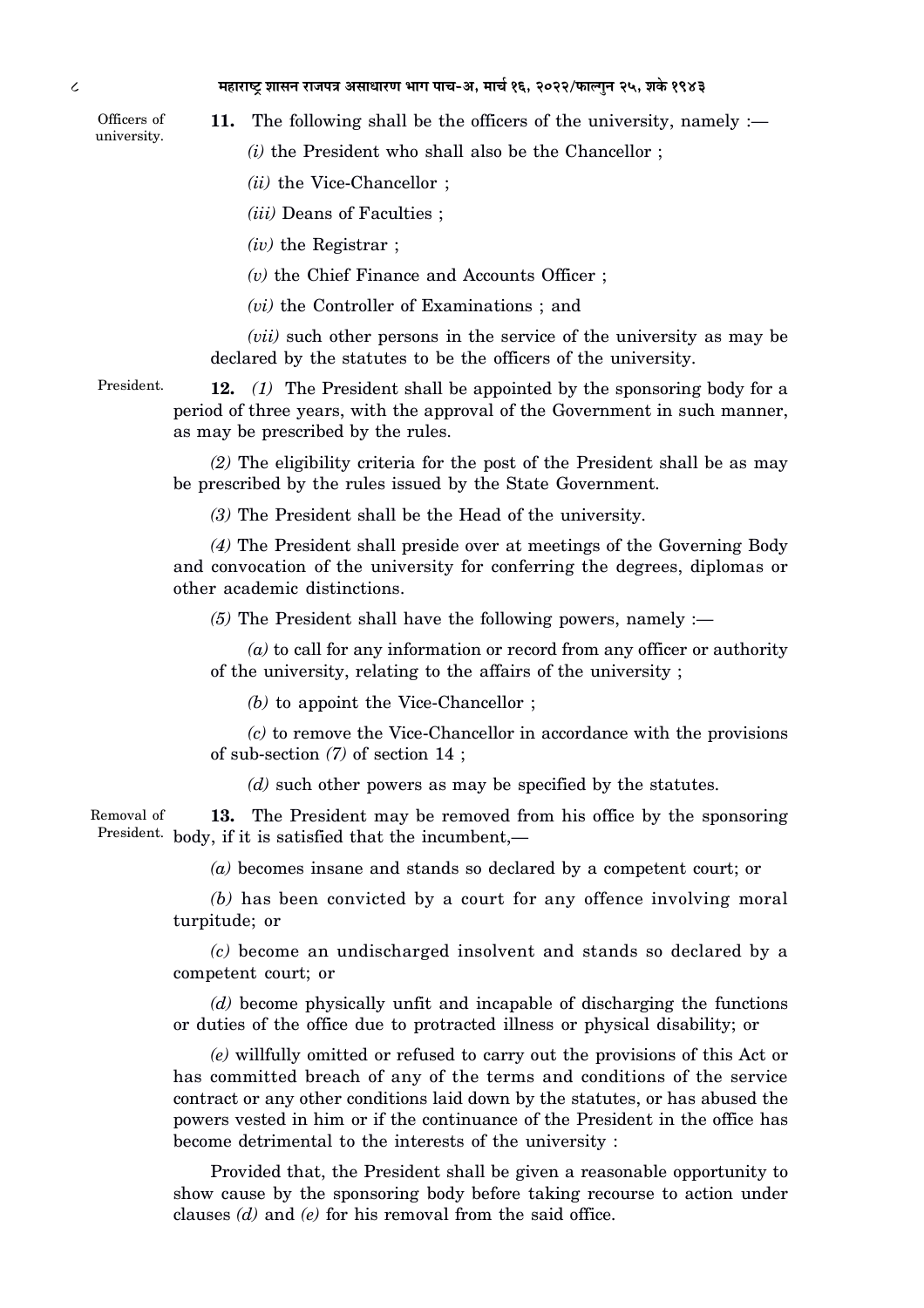Officers of university.

**11.** The following shall be the officers of the university, namely :—

*(i)* the President who shall also be the Chancellor ;

*(ii)* the Vice-Chancellor ;

*(iii)* Deans of Faculties ;

*(iv)* the Registrar ;

*(v)* the Chief Finance and Accounts Officer ;

*(vi)* the Controller of Examinations ; and

*(vii)* such other persons in the service of the university as may be declared by the statutes to be the officers of the university.

President.

**12.** *(1)* The President shall be appointed by the sponsoring body for a period of three years, with the approval of the Government in such manner, as may be prescribed by the rules.

*(2)* The eligibility criteria for the post of the President shall be as may be prescribed by the rules issued by the State Government.

*(3)* The President shall be the Head of the university.

*(4)* The President shall preside over at meetings of the Governing Body and convocation of the university for conferring the degrees, diplomas or other academic distinctions.

*(5)* The President shall have the following powers, namely :—

*(a)* to call for any information or record from any officer or authority of the university, relating to the affairs of the university ;

*(b)* to appoint the Vice-Chancellor ;

*(c)* to remove the Vice-Chancellor in accordance with the provisions of sub-section *(7)* of section 14 ;

*(d)* such other powers as may be specified by the statutes.

Removal of President.

**13.** The President may be removed from his office by the sponsoring body, if it is satisfied that the incumbent,—

*(a)* becomes insane and stands so declared by a competent court; or

*(b)* has been convicted by a court for any offence involving moral turpitude; or

*(c)* become an undischarged insolvent and stands so declared by a competent court; or

*(d)* become physically unfit and incapable of discharging the functions or duties of the office due to protracted illness or physical disability; or

*(e)* willfully omitted or refused to carry out the provisions of this Act or has committed breach of any of the terms and conditions of the service contract or any other conditions laid down by the statutes, or has abused the powers vested in him or if the continuance of the President in the office has become detrimental to the interests of the university :

Provided that, the President shall be given a reasonable opportunity to show cause by the sponsoring body before taking recourse to action under clauses *(d)* and *(e)* for his removal from the said office.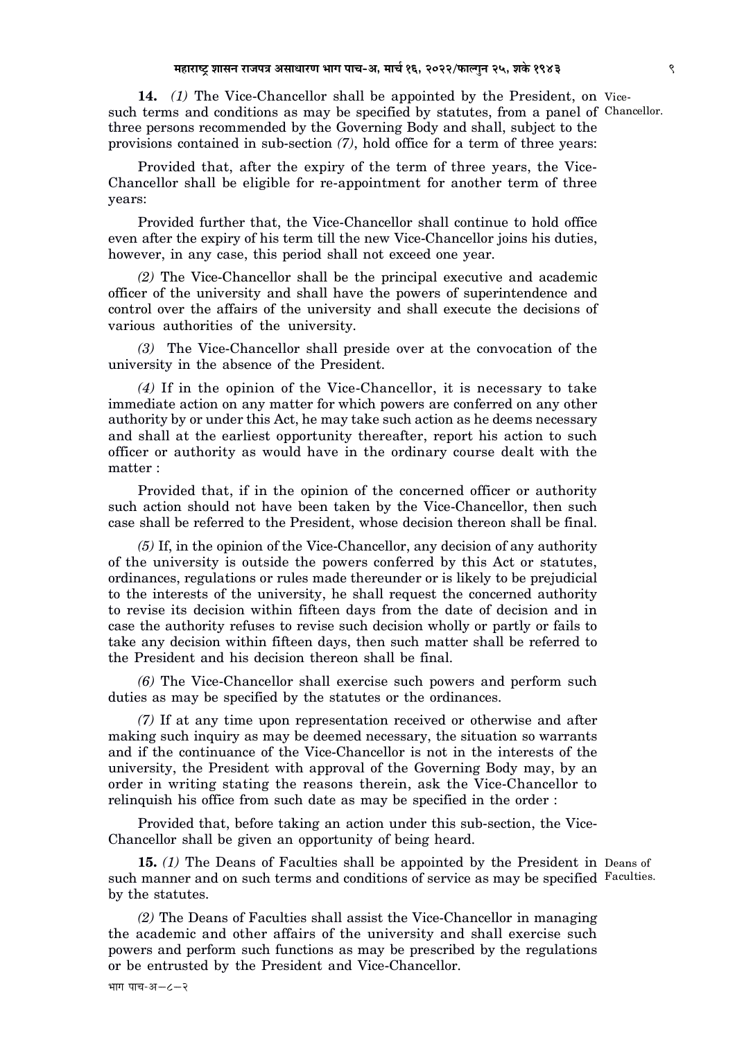**14.** *(1)* The Vice-Chancellor shall be appointed by the President, on such terms and conditions as may be specified by statutes, from a panel of three persons recommended by the Governing Body and shall, subject to the provisions contained in sub-section *(7)*, hold office for a term of three years:

Vice-Chancellor.

Provided that, after the expiry of the term of three years, the Vice-Chancellor shall be eligible for re-appointment for another term of three years:

Provided further that, the Vice-Chancellor shall continue to hold office even after the expiry of his term till the new Vice-Chancellor joins his duties, however, in any case, this period shall not exceed one year.

*(2)* The Vice-Chancellor shall be the principal executive and academic officer of the university and shall have the powers of superintendence and control over the affairs of the university and shall execute the decisions of various authorities of the university.

*(3)* The Vice-Chancellor shall preside over at the convocation of the university in the absence of the President.

*(4)* If in the opinion of the Vice-Chancellor, it is necessary to take immediate action on any matter for which powers are conferred on any other authority by or under this Act, he may take such action as he deems necessary and shall at the earliest opportunity thereafter, report his action to such officer or authority as would have in the ordinary course dealt with the matter :

Provided that, if in the opinion of the concerned officer or authority such action should not have been taken by the Vice-Chancellor, then such case shall be referred to the President, whose decision thereon shall be final.

*(5)* If, in the opinion of the Vice-Chancellor, any decision of any authority of the university is outside the powers conferred by this Act or statutes, ordinances, regulations or rules made thereunder or is likely to be prejudicial to the interests of the university, he shall request the concerned authority to revise its decision within fifteen days from the date of decision and in case the authority refuses to revise such decision wholly or partly or fails to take any decision within fifteen days, then such matter shall be referred to the President and his decision thereon shall be final.

*(6)* The Vice-Chancellor shall exercise such powers and perform such duties as may be specified by the statutes or the ordinances.

*(7)* If at any time upon representation received or otherwise and after making such inquiry as may be deemed necessary, the situation so warrants and if the continuance of the Vice-Chancellor is not in the interests of the university, the President with approval of the Governing Body may, by an order in writing stating the reasons therein, ask the Vice-Chancellor to relinquish his office from such date as may be specified in the order :

Provided that, before taking an action under this sub-section, the Vice-Chancellor shall be given an opportunity of being heard.

**15.** *(1)* The Deans of Faculties shall be appointed by the President in such manner and on such terms and conditions of service as may be specified by the statutes.

Deans of Faculties.

*(2)* The Deans of Faculties shall assist the Vice-Chancellor in managing the academic and other affairs of the university and shall exercise such powers and perform such functions as may be prescribed by the regulations or be entrusted by the President and Vice-Chancellor.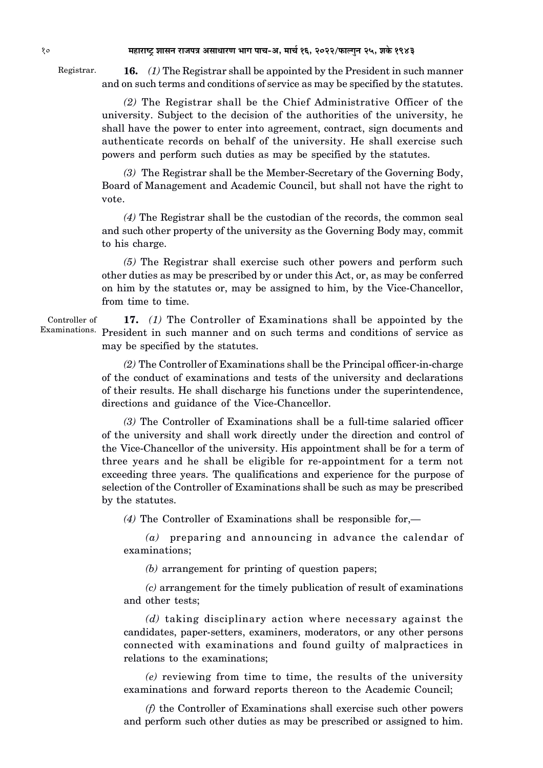Registrar.

**16.** *(1)* The Registrar shall be appointed by the President in such manner and on such terms and conditions of service as may be specified by the statutes.

*(2)* The Registrar shall be the Chief Administrative Officer of the university. Subject to the decision of the authorities of the university, he shall have the power to enter into agreement, contract, sign documents and authenticate records on behalf of the university. He shall exercise such powers and perform such duties as may be specified by the statutes.

*(3)* The Registrar shall be the Member-Secretary of the Governing Body, Board of Management and Academic Council, but shall not have the right to vote.

*(4)* The Registrar shall be the custodian of the records, the common seal and such other property of the university as the Governing Body may, commit to his charge.

*(5)* The Registrar shall exercise such other powers and perform such other duties as may be prescribed by or under this Act, or, as may be conferred on him by the statutes or, may be assigned to him, by the Vice-Chancellor, from time to time.

Controller of Examinations.

**17.** *(1)* The Controller of Examinations shall be appointed by the President in such manner and on such terms and conditions of service as may be specified by the statutes.

*(2)* The Controller of Examinations shall be the Principal officer-in-charge of the conduct of examinations and tests of the university and declarations of their results. He shall discharge his functions under the superintendence, directions and guidance of the Vice-Chancellor.

*(3)* The Controller of Examinations shall be a full-time salaried officer of the university and shall work directly under the direction and control of the Vice-Chancellor of the university. His appointment shall be for a term of three years and he shall be eligible for re-appointment for a term not exceeding three years. The qualifications and experience for the purpose of selection of the Controller of Examinations shall be such as may be prescribed by the statutes.

*(4)* The Controller of Examinations shall be responsible for,—

*(a)* preparing and announcing in advance the calendar of examinations;

*(b)* arrangement for printing of question papers;

*(c)* arrangement for the timely publication of result of examinations and other tests;

*(d)* taking disciplinary action where necessary against the candidates, paper-setters, examiners, moderators, or any other persons connected with examinations and found guilty of malpractices in relations to the examinations;

*(e)* reviewing from time to time, the results of the university examinations and forward reports thereon to the Academic Council;

*(f)* the Controller of Examinations shall exercise such other powers and perform such other duties as may be prescribed or assigned to him.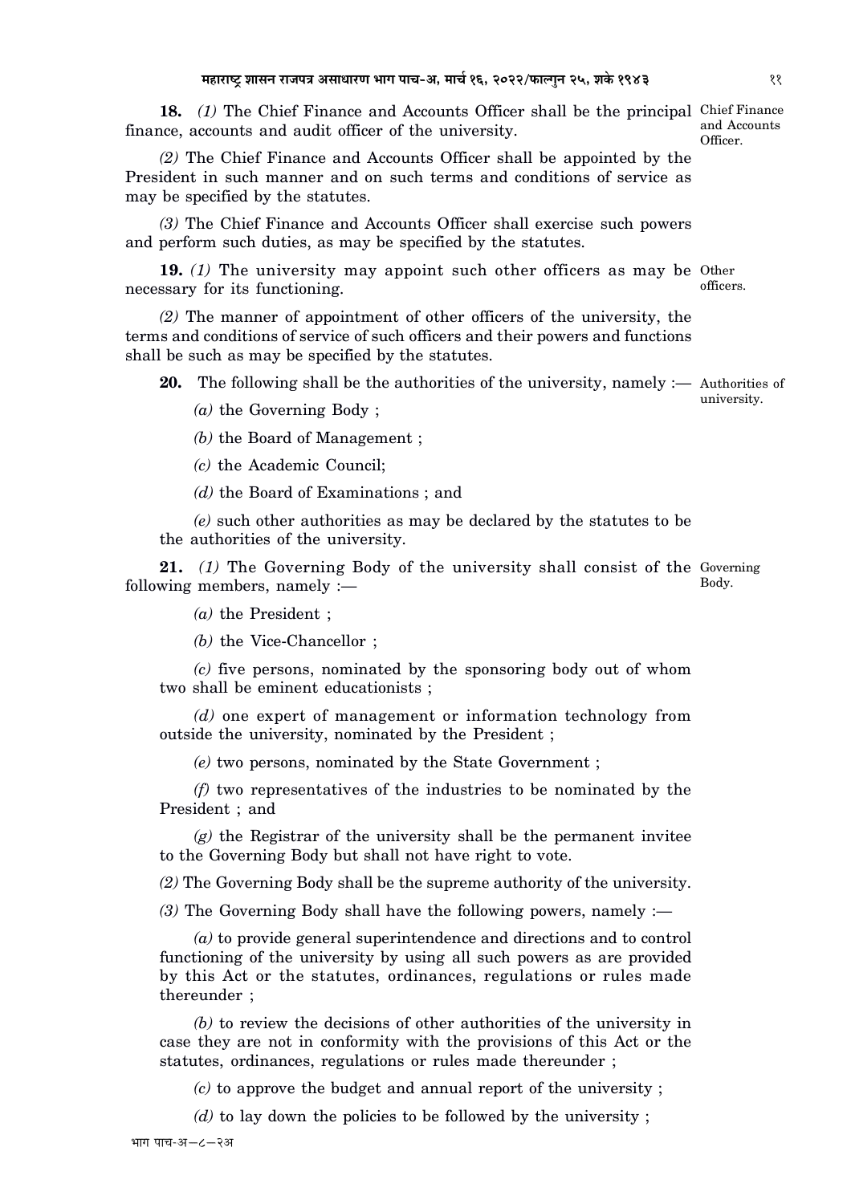**18.** *(1)* The Chief Finance and Accounts Officer shall be the principal finance, accounts and audit officer of the university. Chief Finance and Accounts Officer.

*(2)* The Chief Finance and Accounts Officer shall be appointed by the President in such manner and on such terms and conditions of service as may be specified by the statutes.

*(3)* The Chief Finance and Accounts Officer shall exercise such powers and perform such duties, as may be specified by the statutes.

**19.** *(1)* The university may appoint such other officers as may be necessary for its functioning. Other officers.

*(2)* The manner of appointment of other officers of the university, the terms and conditions of service of such officers and their powers and functions shall be such as may be specified by the statutes.

**20.** The following shall be the authorities of the university, namely :— Authorities of university.

*(a)* the Governing Body ;

*(b)* the Board of Management ;

*(c)* the Academic Council;

*(d)* the Board of Examinations ; and

*(e)* such other authorities as may be declared by the statutes to be the authorities of the university.

**21.** *(1)* The Governing Body of the university shall consist of the following members, namely :— Governing Body.

*(a)* the President ;

*(b)* the Vice-Chancellor ;

*(c)* five persons, nominated by the sponsoring body out of whom two shall be eminent educationists ;

*(d)* one expert of management or information technology from outside the university, nominated by the President ;

*(e)* two persons, nominated by the State Government ;

*(f)* two representatives of the industries to be nominated by the President ; and

*(g)* the Registrar of the university shall be the permanent invitee to the Governing Body but shall not have right to vote.

*(2)* The Governing Body shall be the supreme authority of the university.

*(3)* The Governing Body shall have the following powers, namely :—

*(a)* to provide general superintendence and directions and to control functioning of the university by using all such powers as are provided by this Act or the statutes, ordinances, regulations or rules made thereunder ;

*(b)* to review the decisions of other authorities of the university in case they are not in conformity with the provisions of this Act or the statutes, ordinances, regulations or rules made thereunder ;

*(c)* to approve the budget and annual report of the university ;

*(d)* to lay down the policies to be followed by the university ;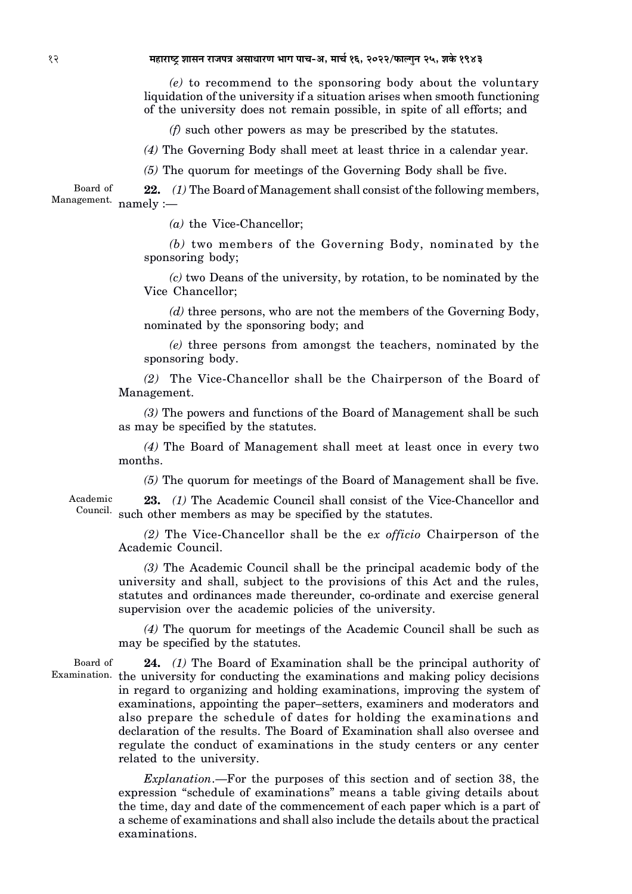*(e)* to recommend to the sponsoring body about the voluntary liquidation of the university if a situation arises when smooth functioning of the university does not remain possible, in spite of all efforts; and

*(f)* such other powers as may be prescribed by the statutes.

*(4)* The Governing Body shall meet at least thrice in a calendar year.

*(5)* The quorum for meetings of the Governing Body shall be five.

Board of Management.

**22.** *(1)* The Board of Management shall consist of the following members, namely :—

*(a)* the Vice-Chancellor;

*(b)* two members of the Governing Body, nominated by the sponsoring body;

*(c)* two Deans of the university, by rotation, to be nominated by the Vice Chancellor;

*(d)* three persons, who are not the members of the Governing Body, nominated by the sponsoring body; and

*(e)* three persons from amongst the teachers, nominated by the sponsoring body.

*(2)* The Vice-Chancellor shall be the Chairperson of the Board of Management.

*(3)* The powers and functions of the Board of Management shall be such as may be specified by the statutes.

*(4)* The Board of Management shall meet at least once in every two months.

*(5)* The quorum for meetings of the Board of Management shall be five.

Academic Council.

**23.** *(1)* The Academic Council shall consist of the Vice-Chancellor and such other members as may be specified by the statutes.

*(2)* The Vice-Chancellor shall be the *ex officio* Chairperson of the Academic Council.

*(3)* The Academic Council shall be the principal academic body of the university and shall, subject to the provisions of this Act and the rules, statutes and ordinances made thereunder, co-ordinate and exercise general supervision over the academic policies of the university.

*(4)* The quorum for meetings of the Academic Council shall be such as may be specified by the statutes.

Board of Examination.

**24.** *(1)* The Board of Examination shall be the principal authority of the university for conducting the examinations and making policy decisions in regard to organizing and holding examinations, improving the system of examinations, appointing the paper–setters, examiners and moderators and also prepare the schedule of dates for holding the examinations and declaration of the results. The Board of Examination shall also oversee and regulate the conduct of examinations in the study centers or any center related to the university.

*Explanation*.—For the purposes of this section and of section 38, the expression "schedule of examinations" means a table giving details about the time, day and date of the commencement of each paper which is a part of a scheme of examinations and shall also include the details about the practical examinations.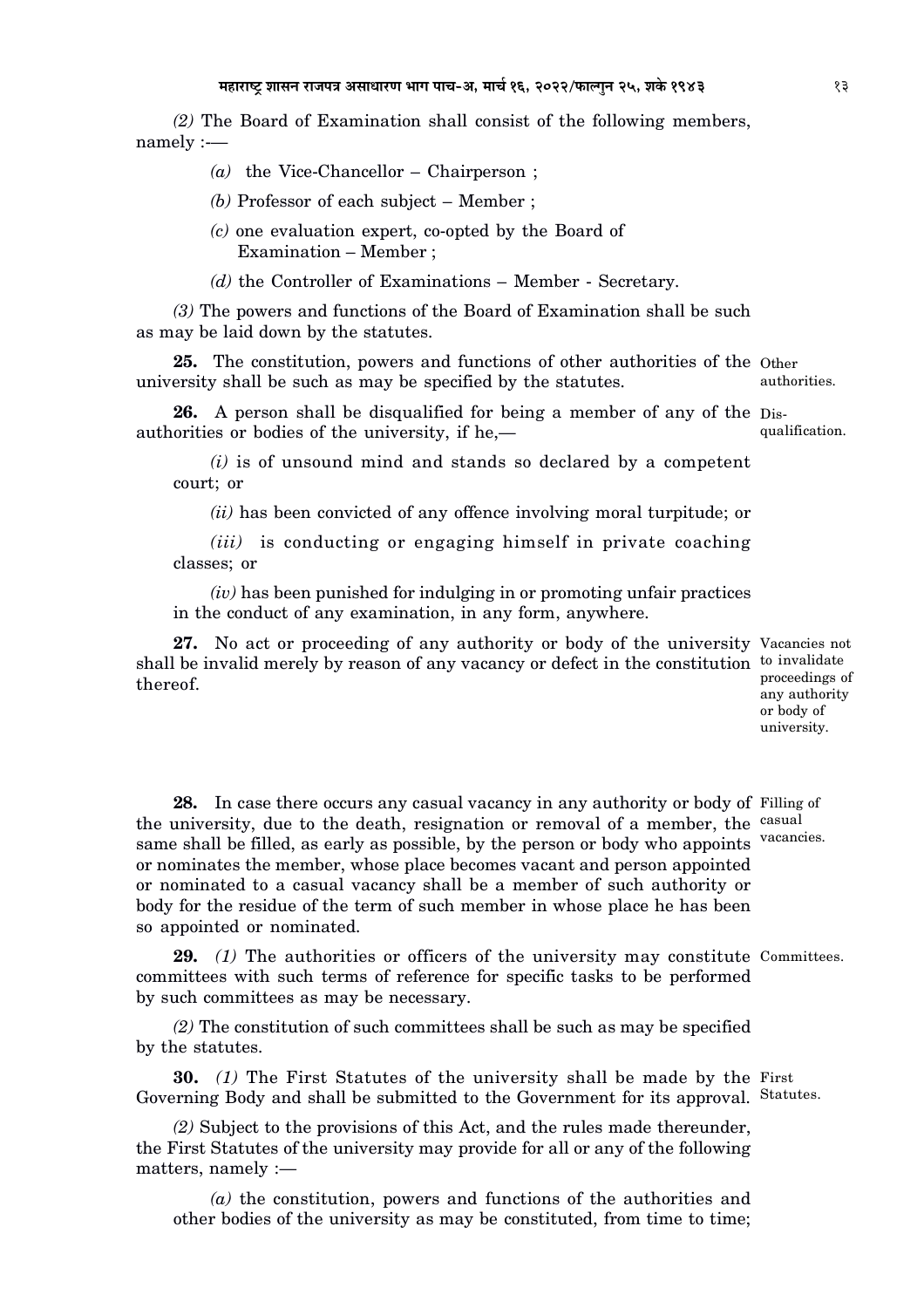*(2)* The Board of Examination shall consist of the following members, namely :—

*(a)* the Vice-Chancellor – Chairperson ;

*(b)* Professor of each subject – Member ;

*(c)* one evaluation expert, co-opted by the Board of Examination – Member ;

*(d)* the Controller of Examinations – Member - Secretary.

*(3)* The powers and functions of the Board of Examination shall be such as may be laid down by the statutes.

Other authorities.

**25.** The constitution, powers and functions of other authorities of the university shall be such as may be specified by the statutes.

Disqualification.

**26.** A person shall be disqualified for being a member of any of the authorities or bodies of the university, if he,—

*(i)* is of unsound mind and stands so declared by a competent court; or

*(ii)* has been convicted of any offence involving moral turpitude; or

*(iii)* is conducting or engaging himself in private coaching classes; or

*(iv)* has been punished for indulging in or promoting unfair practices in the conduct of any examination, in any form, anywhere.

Vacancies not to invalidate proceedings of any authority or body of university.

**27.** No act or proceeding of any authority or body of the university shall be invalid merely by reason of any vacancy or defect in the constitution thereof.

Filling of casual vacancies.

**28.** In case there occurs any casual vacancy in any authority or body of the university, due to the death, resignation or removal of a member, the same shall be filled, as early as possible, by the person or body who appoints or nominates the member, whose place becomes vacant and person appointed or nominated to a casual vacancy shall be a member of such authority or body for the residue of the term of such member in whose place he has been so appointed or nominated.

Committees.

**29.** *(1)* The authorities or officers of the university may constitute committees with such terms of reference for specific tasks to be performed by such committees as may be necessary.

*(2)* The constitution of such committees shall be such as may be specified by the statutes.

First Statutes.

**30.** *(1)* The First Statutes of the university shall be made by the Governing Body and shall be submitted to the Government for its approval.

*(2)* Subject to the provisions of this Act, and the rules made thereunder, the First Statutes of the university may provide for all or any of the following matters, namely :—

*(a)* the constitution, powers and functions of the authorities and other bodies of the university as may be constituted, from time to time;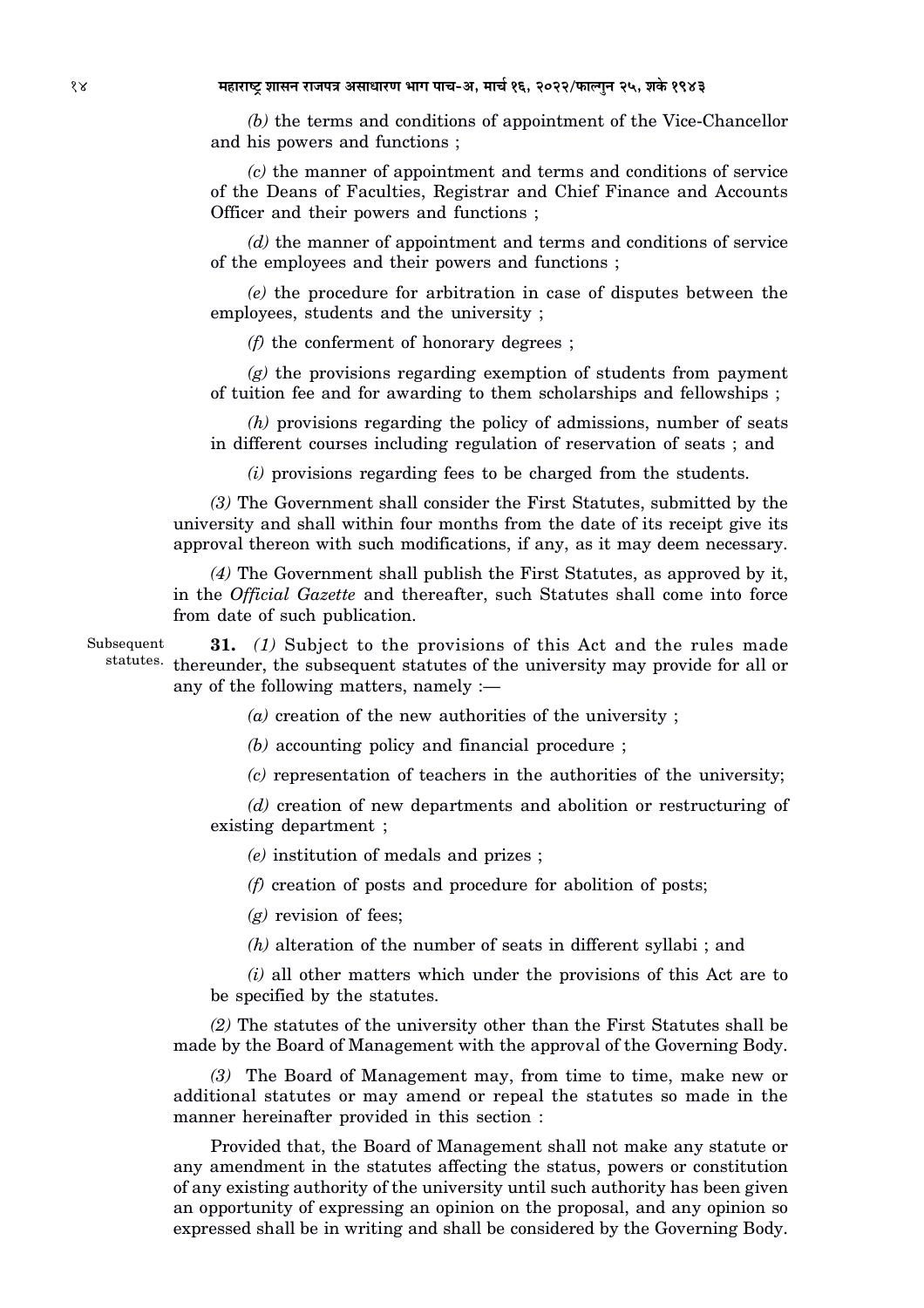*(b)* the terms and conditions of appointment of the Vice-Chancellor and his powers and functions ;

*(c)* the manner of appointment and terms and conditions of service of the Deans of Faculties, Registrar and Chief Finance and Accounts Officer and their powers and functions ;

*(d)* the manner of appointment and terms and conditions of service of the employees and their powers and functions ;

*(e)* the procedure for arbitration in case of disputes between the employees, students and the university ;

*(f)* the conferment of honorary degrees ;

*(g)* the provisions regarding exemption of students from payment of tuition fee and for awarding to them scholarships and fellowships ;

*(h)* provisions regarding the policy of admissions, number of seats in different courses including regulation of reservation of seats ; and

*(i)* provisions regarding fees to be charged from the students.

*(3)* The Government shall consider the First Statutes, submitted by the university and shall within four months from the date of its receipt give its approval thereon with such modifications, if any, as it may deem necessary.

*(4)* The Government shall publish the First Statutes, as approved by it, in the *Official Gazette* and thereafter, such Statutes shall come into force from date of such publication.

Subsequent statutes.

**31.** *(1)* Subject to the provisions of this Act and the rules made thereunder, the subsequent statutes of the university may provide for all or any of the following matters, namely :—

*(a)* creation of the new authorities of the university ;

*(b)* accounting policy and financial procedure ;

*(c)* representation of teachers in the authorities of the university;

*(d)* creation of new departments and abolition or restructuring of existing department ;

*(e)* institution of medals and prizes ;

*(f)* creation of posts and procedure for abolition of posts;

*(g)* revision of fees;

*(h)* alteration of the number of seats in different syllabi ; and

*(i)* all other matters which under the provisions of this Act are to be specified by the statutes.

*(2)* The statutes of the university other than the First Statutes shall be made by the Board of Management with the approval of the Governing Body.

*(3)* The Board of Management may, from time to time, make new or additional statutes or may amend or repeal the statutes so made in the manner hereinafter provided in this section :

Provided that, the Board of Management shall not make any statute or any amendment in the statutes affecting the status, powers or constitution of any existing authority of the university until such authority has been given an opportunity of expressing an opinion on the proposal, and any opinion so expressed shall be in writing and shall be considered by the Governing Body.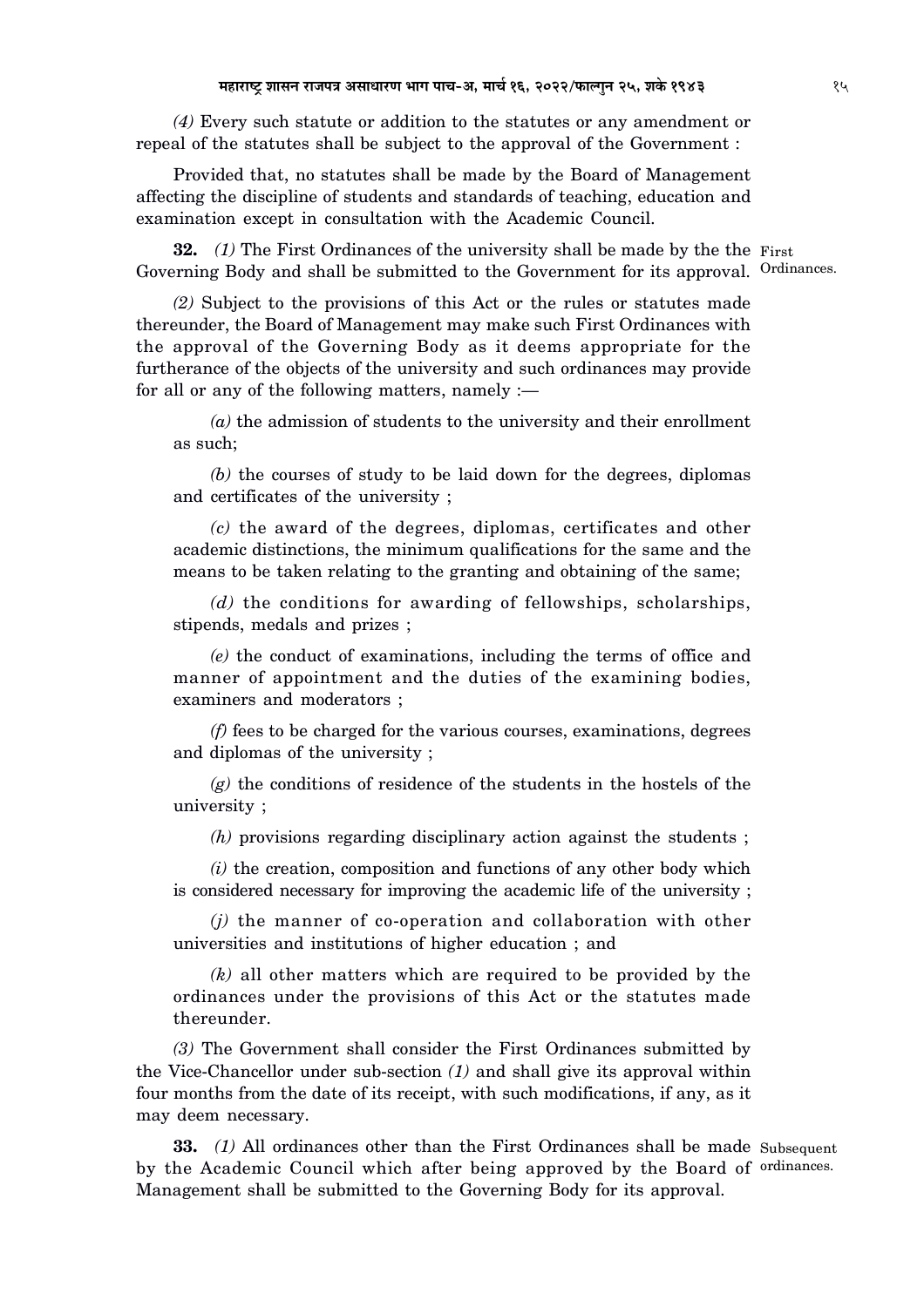*(4)* Every such statute or addition to the statutes or any amendment or repeal of the statutes shall be subject to the approval of the Government :

Provided that, no statutes shall be made by the Board of Management affecting the discipline of students and standards of teaching, education and examination except in consultation with the Academic Council.

**32.** *(1)* The First Ordinances of the university shall be made by the the Governing Body and shall be submitted to the Government for its approval. First Ordinances.

*(2)* Subject to the provisions of this Act or the rules or statutes made thereunder, the Board of Management may make such First Ordinances with the approval of the Governing Body as it deems appropriate for the furtherance of the objects of the university and such ordinances may provide for all or any of the following matters, namely :—

*(a)* the admission of students to the university and their enrollment as such;

*(b)* the courses of study to be laid down for the degrees, diplomas and certificates of the university ;

*(c)* the award of the degrees, diplomas, certificates and other academic distinctions, the minimum qualifications for the same and the means to be taken relating to the granting and obtaining of the same;

*(d)* the conditions for awarding of fellowships, scholarships, stipends, medals and prizes ;

*(e)* the conduct of examinations, including the terms of office and manner of appointment and the duties of the examining bodies, examiners and moderators ;

*(f)* fees to be charged for the various courses, examinations, degrees and diplomas of the university ;

*(g)* the conditions of residence of the students in the hostels of the university ;

*(h)* provisions regarding disciplinary action against the students ;

*(i)* the creation, composition and functions of any other body which is considered necessary for improving the academic life of the university ;

*(j)* the manner of co-operation and collaboration with other universities and institutions of higher education ; and

*(k)* all other matters which are required to be provided by the ordinances under the provisions of this Act or the statutes made thereunder.

*(3)* The Government shall consider the First Ordinances submitted by the Vice-Chancellor under sub-section *(1)* and shall give its approval within four months from the date of its receipt, with such modifications, if any, as it may deem necessary.

**33.** *(1)* All ordinances other than the First Ordinances shall be made by the Academic Council which after being approved by the Board of Management shall be submitted to the Governing Body for its approval. Subsequent ordinances.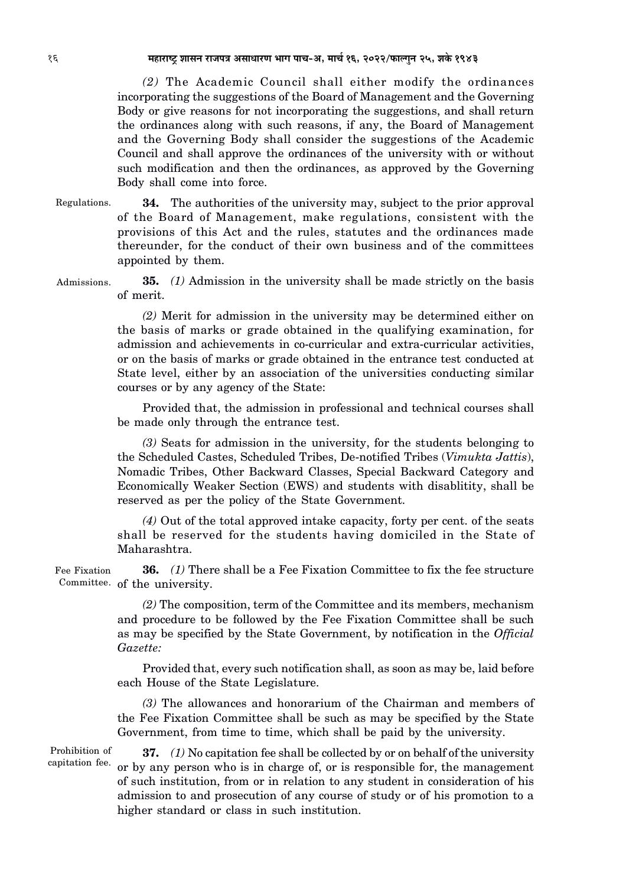*(2)* The Academic Council shall either modify the ordinances incorporating the suggestions of the Board of Management and the Governing Body or give reasons for not incorporating the suggestions, and shall return the ordinances along with such reasons, if any, the Board of Management and the Governing Body shall consider the suggestions of the Academic Council and shall approve the ordinances of the university with or without such modification and then the ordinances, as approved by the Governing Body shall come into force.

Regulations.

**34.** The authorities of the university may, subject to the prior approval of the Board of Management, make regulations, consistent with the provisions of this Act and the rules, statutes and the ordinances made thereunder, for the conduct of their own business and of the committees appointed by them.

Admissions.

**35.** *(1)* Admission in the university shall be made strictly on the basis of merit.

*(2)* Merit for admission in the university may be determined either on the basis of marks or grade obtained in the qualifying examination, for admission and achievements in co-curricular and extra-curricular activities, or on the basis of marks or grade obtained in the entrance test conducted at State level, either by an association of the universities conducting similar courses or by any agency of the State:

Provided that, the admission in professional and technical courses shall be made only through the entrance test.

*(3)* Seats for admission in the university, for the students belonging to the Scheduled Castes, Scheduled Tribes, De-notified Tribes (*Vimukta Jattis*), Nomadic Tribes, Other Backward Classes, Special Backward Category and Economically Weaker Section (EWS) and students with disablitity, shall be reserved as per the policy of the State Government.

*(4)* Out of the total approved intake capacity, forty per cent. of the seats shall be reserved for the students having domiciled in the State of Maharashtra.

Fee Fixation Committee.

**36.** *(1)* There shall be a Fee Fixation Committee to fix the fee structure of the university.

*(2)* The composition, term of the Committee and its members, mechanism and procedure to be followed by the Fee Fixation Committee shall be such as may be specified by the State Government, by notification in the *Official Gazette:*

Provided that, every such notification shall, as soon as may be, laid before each House of the State Legislature.

*(3)* The allowances and honorarium of the Chairman and members of the Fee Fixation Committee shall be such as may be specified by the State Government, from time to time, which shall be paid by the university.

Prohibition of capitation fee.

**37.** *(1)* No capitation fee shall be collected by or on behalf of the university or by any person who is in charge of, or is responsible for, the management of such institution, from or in relation to any student in consideration of his admission to and prosecution of any course of study or of his promotion to a higher standard or class in such institution.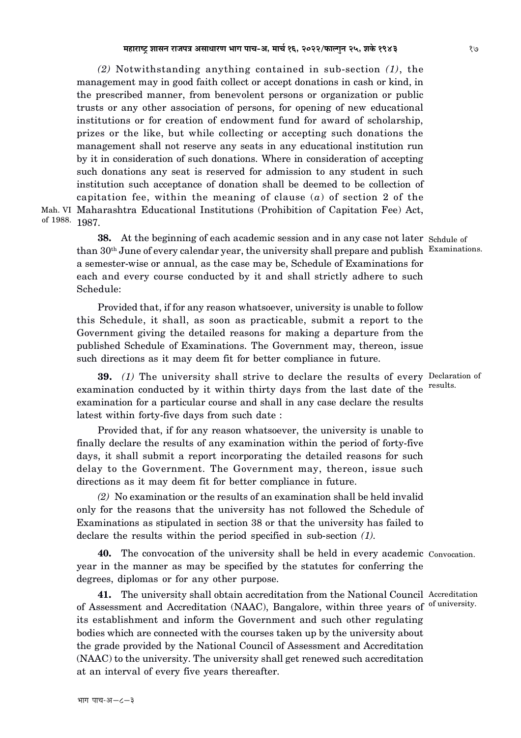*(2)* Notwithstanding anything contained in sub-section *(1)*, the management may in good faith collect or accept donations in cash or kind, in the prescribed manner, from benevolent persons or organization or public trusts or any other association of persons, for opening of new educational institutions or for creation of endowment fund for award of scholarship, prizes or the like, but while collecting or accepting such donations the management shall not reserve any seats in any educational institution run by it in consideration of such donations. Where in consideration of accepting such donations any seat is reserved for admission to any student in such institution such acceptance of donation shall be deemed to be collection of capitation fee, within the meaning of clause (*a*) of section 2 of the Maharashtra Educational Institutions (Prohibition of Capitation Fee) Act, 1987.

Mah. VI of 1988.

Schdule of Examinations.

**38.** At the beginning of each academic session and in any case not later than 30th June of every calendar year, the university shall prepare and publish a semester-wise or annual, as the case may be, Schedule of Examinations for each and every course conducted by it and shall strictly adhere to such Schedule:

Provided that, if for any reason whatsoever, university is unable to follow this Schedule, it shall, as soon as practicable, submit a report to the Government giving the detailed reasons for making a departure from the published Schedule of Examinations. The Government may, thereon, issue such directions as it may deem fit for better compliance in future.

Declaration of results.

**39.** *(1)* The university shall strive to declare the results of every examination conducted by it within thirty days from the last date of the examination for a particular course and shall in any case declare the results latest within forty-five days from such date :

Provided that, if for any reason whatsoever, the university is unable to finally declare the results of any examination within the period of forty-five days, it shall submit a report incorporating the detailed reasons for such delay to the Government. The Government may, thereon, issue such directions as it may deem fit for better compliance in future.

*(2)* No examination or the results of an examination shall be held invalid only for the reasons that the university has not followed the Schedule of Examinations as stipulated in section 38 or that the university has failed to declare the results within the period specified in sub-section *(1)*.

Convocation.

**40.** The convocation of the university shall be held in every academic year in the manner as may be specified by the statutes for conferring the degrees, diplomas or for any other purpose.

Accreditation of university.

**41.** The university shall obtain accreditation from the National Council of Assessment and Accreditation (NAAC), Bangalore, within three years of its establishment and inform the Government and such other regulating bodies which are connected with the courses taken up by the university about the grade provided by the National Council of Assessment and Accreditation (NAAC) to the university. The university shall get renewed such accreditation at an interval of every five years thereafter.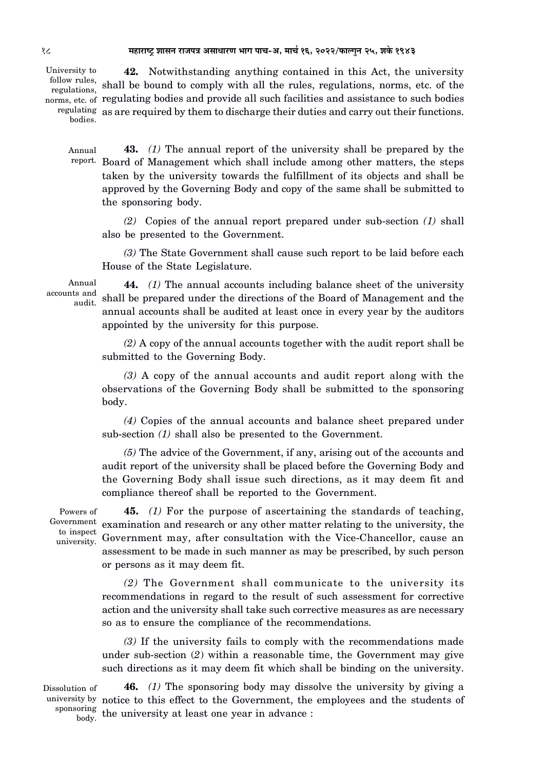**42.** Notwithstanding anything contained in this Act, the university shall be bound to comply with all the rules, regulations, norms, etc. of the regulating bodies and provide all such facilities and assistance to such bodies as are required by them to discharge their duties and carry out their functions.

University to follow rules, regulations, norms, etc. of regulating bodies.

**43.** *(1)* The annual report of the university shall be prepared by the Board of Management which shall include among other matters, the steps taken by the university towards the fulfillment of its objects and shall be approved by the Governing Body and copy of the same shall be submitted to the sponsoring body.

Annual report.

*(2)* Copies of the annual report prepared under sub-section *(1)* shall also be presented to the Government.

*(3)* The State Government shall cause such report to be laid before each House of the State Legislature.

**44.** *(1)* The annual accounts including balance sheet of the university shall be prepared under the directions of the Board of Management and the annual accounts shall be audited at least once in every year by the auditors appointed by the university for this purpose.

Annual accounts and audit.

*(2)* A copy of the annual accounts together with the audit report shall be submitted to the Governing Body.

*(3)* A copy of the annual accounts and audit report along with the observations of the Governing Body shall be submitted to the sponsoring body.

*(4)* Copies of the annual accounts and balance sheet prepared under sub-section *(1)* shall also be presented to the Government.

*(5)* The advice of the Government, if any, arising out of the accounts and audit report of the university shall be placed before the Governing Body and the Governing Body shall issue such directions, as it may deem fit and compliance thereof shall be reported to the Government.

**45.** *(1)* For the purpose of ascertaining the standards of teaching, examination and research or any other matter relating to the university, the Government may, after consultation with the Vice-Chancellor, cause an assessment to be made in such manner as may be prescribed, by such person or persons as it may deem fit.

Powers of Government to inspect university.

*(2)* The Government shall communicate to the university its recommendations in regard to the result of such assessment for corrective action and the university shall take such corrective measures as are necessary so as to ensure the compliance of the recommendations.

*(3)* If the university fails to comply with the recommendations made under sub-section (*2*) within a reasonable time, the Government may give such directions as it may deem fit which shall be binding on the university.

**46.** *(1)* The sponsoring body may dissolve the university by giving a notice to this effect to the Government, the employees and the students of the university at least one year in advance :

Dissolution of university by sponsoring body.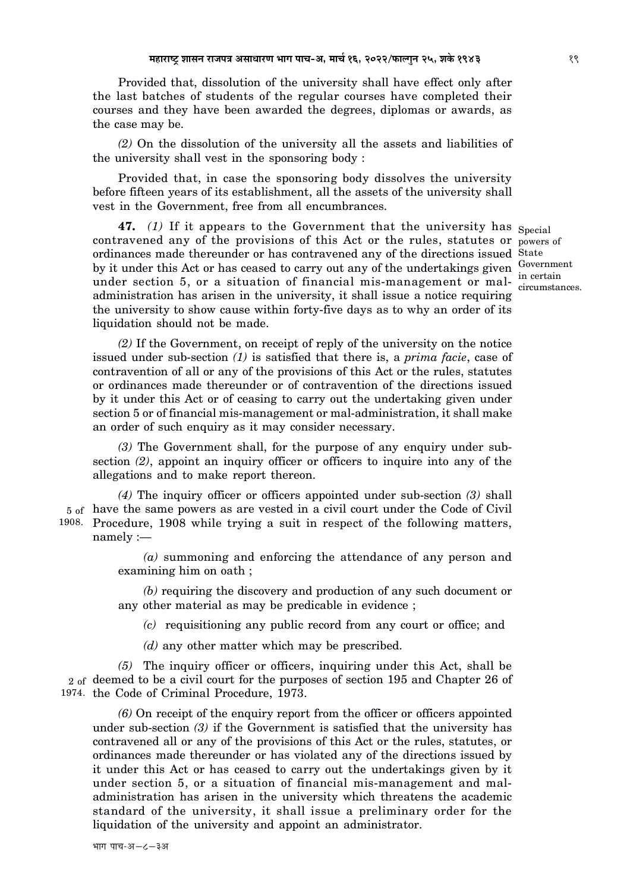Provided that, dissolution of the university shall have effect only after the last batches of students of the regular courses have completed their courses and they have been awarded the degrees, diplomas or awards, as the case may be.

*(2)* On the dissolution of the university all the assets and liabilities of the university shall vest in the sponsoring body :

Provided that, in case the sponsoring body dissolves the university before fifteen years of its establishment, all the assets of the university shall vest in the Government, free from all encumbrances.

Special powers of State Government in certain circumstances.

**47.** *(1)* If it appears to the Government that the university has contravened any of the provisions of this Act or the rules, statutes or ordinances made thereunder or has contravened any of the directions issued by it under this Act or has ceased to carry out any of the undertakings given under section 5, or a situation of financial mis-management or mal-administration has arisen in the university, it shall issue a notice requiring the university to show cause within forty-five days as to why an order of its liquidation should not be made.

*(2)* If the Government, on receipt of reply of the university on the notice issued under sub-section *(1)* is satisfied that there is, a *prima facie*, case of contravention of all or any of the provisions of this Act or the rules, statutes or ordinances made thereunder or of contravention of the directions issued by it under this Act or of ceasing to carry out the undertaking given under section 5 or of financial mis-management or mal-administration, it shall make an order of such enquiry as it may consider necessary.

*(3)* The Government shall, for the purpose of any enquiry under sub-section *(2)*, appoint an inquiry officer or officers to inquire into any of the allegations and to make report thereon.

*(4)* The inquiry officer or officers appointed under sub-section *(3)* shall have the same powers as are vested in a civil court under the Code of Civil Procedure, 1908 while trying a suit in respect of the following matters, namely :—

5 of 1908.

*(a)* summoning and enforcing the attendance of any person and examining him on oath ;

*(b)* requiring the discovery and production of any such document or any other material as may be predicable in evidence ;

*(c)* requisitioning any public record from any court or office; and

*(d)* any other matter which may be prescribed.

*(5)* The inquiry officer or officers, inquiring under this Act, shall be deemed to be a civil court for the purposes of section 195 and Chapter 26 of the Code of Criminal Procedure, 1973.

2 of 1974.

*(6)* On receipt of the enquiry report from the officer or officers appointed under sub-section *(3)* if the Government is satisfied that the university has contravened all or any of the provisions of this Act or the rules, statutes, or ordinances made thereunder or has violated any of the directions issued by it under this Act or has ceased to carry out the undertakings given by it under section 5, or a situation of financial mis-management and mal-administration has arisen in the university which threatens the academic standard of the university, it shall issue a preliminary order for the liquidation of the university and appoint an administrator.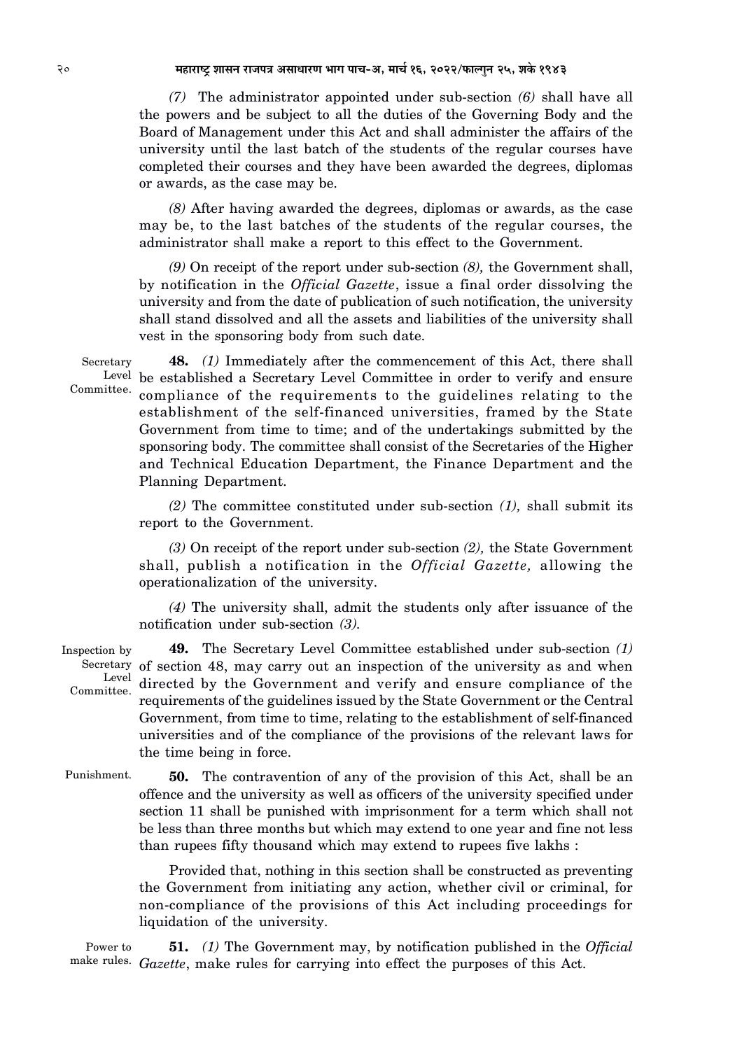*(7)* The administrator appointed under sub-section *(6)* shall have all the powers and be subject to all the duties of the Governing Body and the Board of Management under this Act and shall administer the affairs of the university until the last batch of the students of the regular courses have completed their courses and they have been awarded the degrees, diplomas or awards, as the case may be.

*(8)* After having awarded the degrees, diplomas or awards, as the case may be, to the last batches of the students of the regular courses, the administrator shall make a report to this effect to the Government.

*(9)* On receipt of the report under sub-section *(8),* the Government shall, by notification in the *Official Gazette*, issue a final order dissolving the university and from the date of publication of such notification, the university shall stand dissolved and all the assets and liabilities of the university shall vest in the sponsoring body from such date.

Secretary Level Committee.

**48.** *(1)* Immediately after the commencement of this Act, there shall be established a Secretary Level Committee in order to verify and ensure compliance of the requirements to the guidelines relating to the establishment of the self-financed universities, framed by the State Government from time to time; and of the undertakings submitted by the sponsoring body. The committee shall consist of the Secretaries of the Higher and Technical Education Department, the Finance Department and the Planning Department.

*(2)* The committee constituted under sub-section *(1),* shall submit its report to the Government.

*(3)* On receipt of the report under sub-section *(2),* the State Government shall, publish a notification in the *Official Gazette,* allowing the operationalization of the university.

*(4)* The university shall, admit the students only after issuance of the notification under sub-section *(3).*

Inspection by Secretary Level Committee.

**49.** The Secretary Level Committee established under sub-section *(1)* of section 48, may carry out an inspection of the university as and when directed by the Government and verify and ensure compliance of the requirements of the guidelines issued by the State Government or the Central Government, from time to time, relating to the establishment of self-financed universities and of the compliance of the provisions of the relevant laws for the time being in force.

Punishment.

**50.** The contravention of any of the provision of this Act, shall be an offence and the university as well as officers of the university specified under section 11 shall be punished with imprisonment for a term which shall not be less than three months but which may extend to one year and fine not less than rupees fifty thousand which may extend to rupees five lakhs :

Provided that, nothing in this section shall be constructed as preventing the Government from initiating any action, whether civil or criminal, for non-compliance of the provisions of this Act including proceedings for liquidation of the university.

Power to make rules.

**51.** *(1)* The Government may, by notification published in the *Official Gazette*, make rules for carrying into effect the purposes of this Act.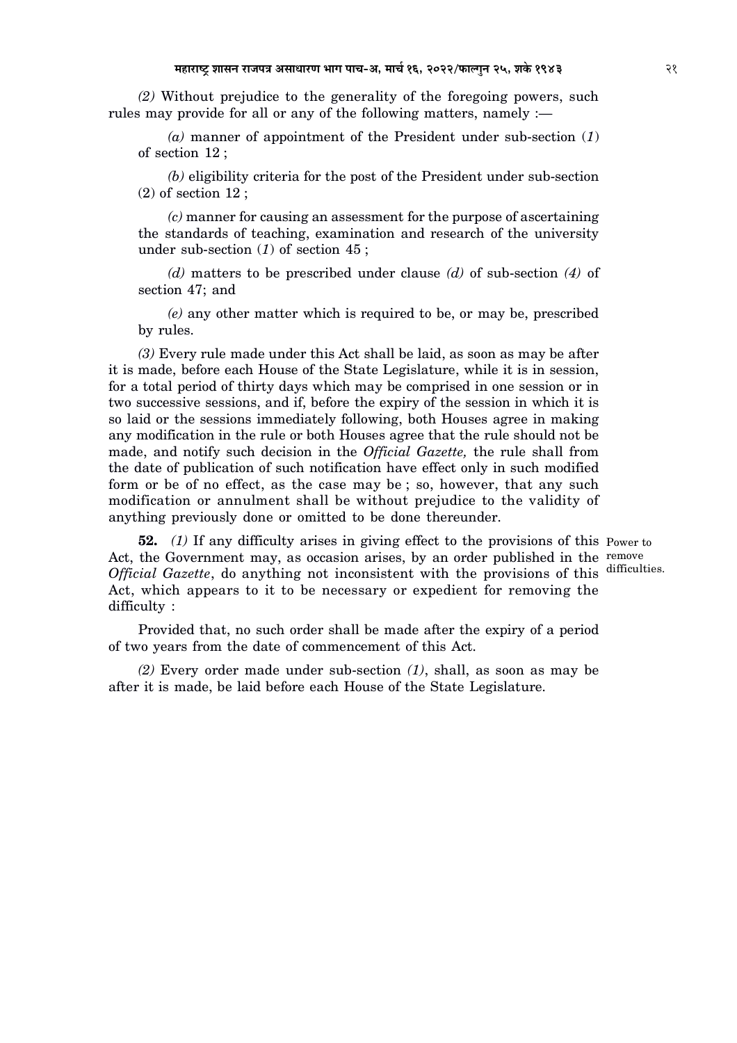*(2)* Without prejudice to the generality of the foregoing powers, such rules may provide for all or any of the following matters, namely :—

*(a)* manner of appointment of the President under sub-section (*1*) of section 12 ;

*(b)* eligibility criteria for the post of the President under sub-section (2) of section 12 ;

*(c)* manner for causing an assessment for the purpose of ascertaining the standards of teaching, examination and research of the university under sub-section (*1*) of section 45 ;

*(d)* matters to be prescribed under clause *(d)* of sub-section *(4)* of section 47; and

*(e)* any other matter which is required to be, or may be, prescribed by rules.

*(3)* Every rule made under this Act shall be laid, as soon as may be after it is made, before each House of the State Legislature, while it is in session, for a total period of thirty days which may be comprised in one session or in two successive sessions, and if, before the expiry of the session in which it is so laid or the sessions immediately following, both Houses agree in making any modification in the rule or both Houses agree that the rule should not be made, and notify such decision in the *Official Gazette,* the rule shall from the date of publication of such notification have effect only in such modified form or be of no effect, as the case may be ; so, however, that any such modification or annulment shall be without prejudice to the validity of anything previously done or omitted to be done thereunder.

Power to remove difficulties.

**52.** *(1)* If any difficulty arises in giving effect to the provisions of this Act, the Government may, as occasion arises, by an order published in the *Official Gazette*, do anything not inconsistent with the provisions of this Act, which appears to it to be necessary or expedient for removing the difficulty :

Provided that, no such order shall be made after the expiry of a period of two years from the date of commencement of this Act.

*(2)* Every order made under sub-section *(1)*, shall, as soon as may be after it is made, be laid before each House of the State Legislature.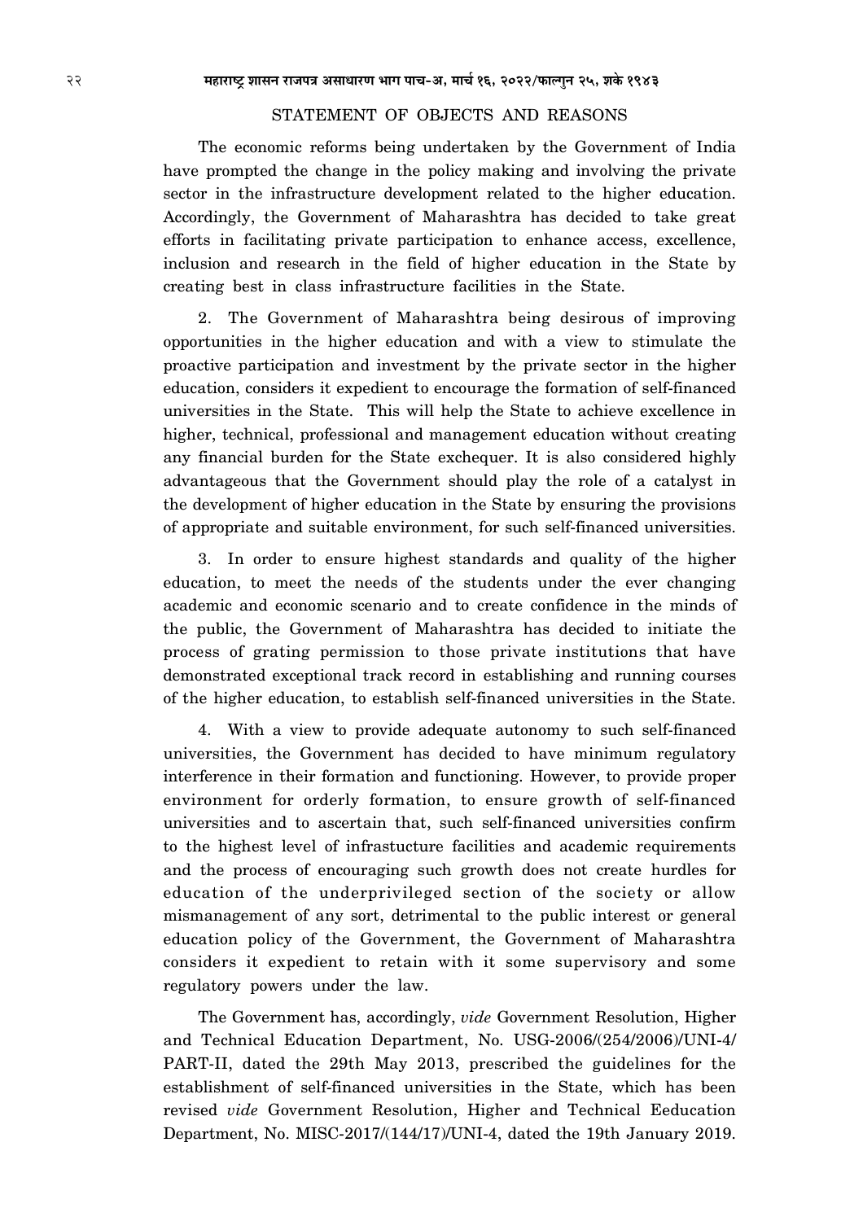## STATEMENT OF OBJECTS AND REASONS

The economic reforms being undertaken by the Government of India have prompted the change in the policy making and involving the private sector in the infrastructure development related to the higher education. Accordingly, the Government of Maharashtra has decided to take great efforts in facilitating private participation to enhance access, excellence, inclusion and research in the field of higher education in the State by creating best in class infrastructure facilities in the State.

2. The Government of Maharashtra being desirous of improving opportunities in the higher education and with a view to stimulate the proactive participation and investment by the private sector in the higher education, considers it expedient to encourage the formation of self-financed universities in the State. This will help the State to achieve excellence in higher, technical, professional and management education without creating any financial burden for the State exchequer. It is also considered highly advantageous that the Government should play the role of a catalyst in the development of higher education in the State by ensuring the provisions of appropriate and suitable environment, for such self-financed universities.

3. In order to ensure highest standards and quality of the higher education, to meet the needs of the students under the ever changing academic and economic scenario and to create confidence in the minds of the public, the Government of Maharashtra has decided to initiate the process of grating permission to those private institutions that have demonstrated exceptional track record in establishing and running courses of the higher education, to establish self-financed universities in the State.

4. With a view to provide adequate autonomy to such self-financed universities, the Government has decided to have minimum regulatory interference in their formation and functioning. However, to provide proper environment for orderly formation, to ensure growth of self-financed universities and to ascertain that, such self-financed universities confirm to the highest level of infrastucture facilities and academic requirements and the process of encouraging such growth does not create hurdles for education of the underprivileged section of the society or allow mismanagement of any sort, detrimental to the public interest or general education policy of the Government, the Government of Maharashtra considers it expedient to retain with it some supervisory and some regulatory powers under the law.

The Government has, accordingly, *vide* Government Resolution, Higher and Technical Education Department, No. USG-2006/(254/2006)/UNI-4/PART-II, dated the 29th May 2013, prescribed the guidelines for the establishment of self-financed universities in the State, which has been revised *vide* Government Resolution, Higher and Technical Eeducation Department, No. MISC-2017/(144/17)/UNI-4, dated the 19th January 2019.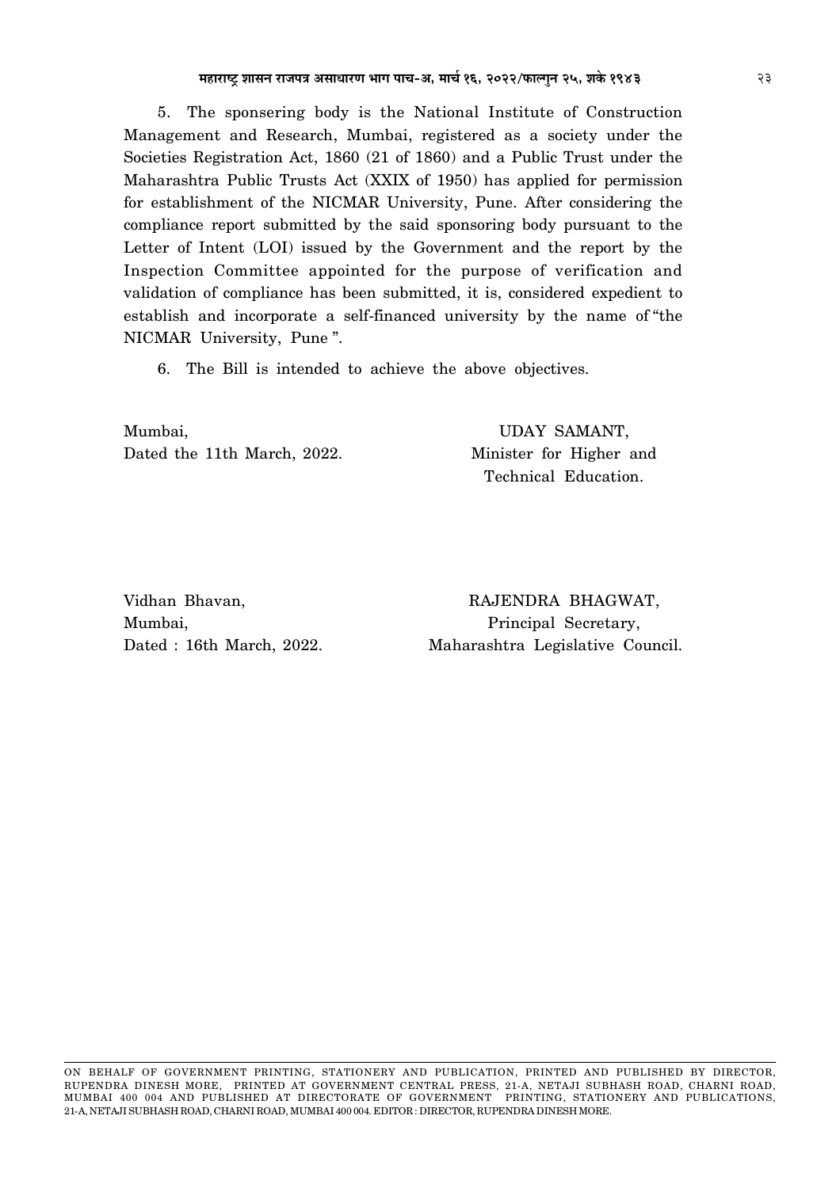5. The sponsering body is the National Institute of Construction Management and Research, Mumbai, registered as a society under the Societies Registration Act, 1860 (21 of 1860) and a Public Trust under the Maharashtra Public Trusts Act (XXIX of 1950) has applied for permission for establishment of the NICMAR University, Pune. After considering the compliance report submitted by the said sponsoring body pursuant to the Letter of Intent (LOI) issued by the Government and the report by the Inspection Committee appointed for the purpose of verification and validation of compliance has been submitted, it is, considered expedient to establish and incorporate a self-financed university by the name of "the NICMAR University, Pune ".

6. The Bill is intended to achieve the above objectives.

Mumbai,
Dated the 11th March, 2022.

UDAY SAMANT,
Minister for Higher and
Technical Education.

Vidhan Bhavan,
Mumbai,
Dated : 16th March, 2022.

RAJENDRA BHAGWAT,
Principal Secretary,
Maharashtra Legislative Council.

ON BEHALF OF GOVERNMENT PRINTING, STATIONERY AND PUBLICATION, PRINTED AND PUBLISHED BY DIRECTOR, RUPENDRA DINESH MORE, PRINTED AT GOVERNMENT CENTRAL PRESS, 21-A, NETAJI SUBHASH ROAD, CHARNI ROAD, MUMBAI 400 004 AND PUBLISHED AT DIRECTORATE OF GOVERNMENT PRINTING, STATIONERY AND PUBLICATIONS, 21-A, NETAJI SUBHASH ROAD, CHARNI ROAD, MUMBAI 400 004. EDITOR : DIRECTOR, RUPENDRA DINESH MORE.